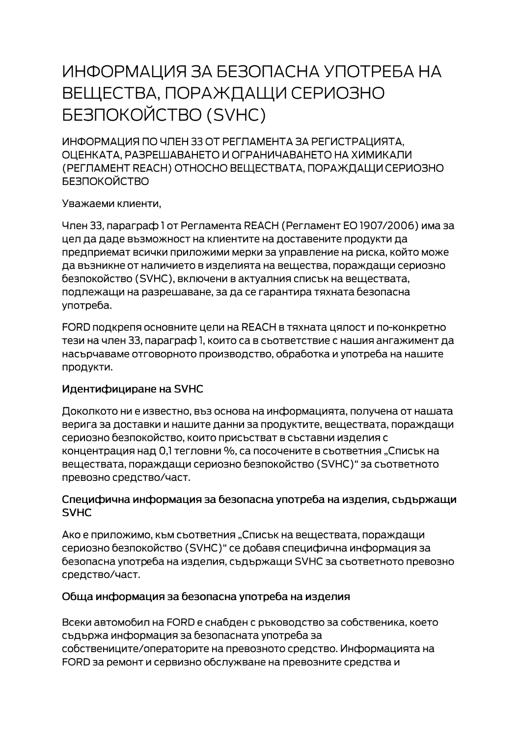# ИНФОРМАЦИЯ ЗА БЕЗОПАСНА УПОТРЕБА НА ВЕЩЕСТВА, ПОРАЖДАЩИ СЕРИОЗНО БЕЗПОКОЙСТВО (SVHC)

ИНФОРМАЦИЯ ПО ЧЛЕН 33 ОТ РЕГЛАМЕНТА ЗА РЕГИСТРАЦИЯТА, ОЦЕНКАТА, РАЗРЕШАВАНЕТО И ОГРАНИЧАВАНЕТО НА ХИМИКАЛИ (РЕГЛАМЕНТ REACH) ОТНОСНО ВЕЩЕСТВАТА, ПОРАЖДАЩИ СЕРИОЗНО БЕЗПОКОЙСТВО

Уважаеми клиенти,

Член 33, параграф 1 от Регламента REACH (Регламент ЕО 1907/2006) има за цел да даде възможност на клиентите на доставените продукти да предприемат всички приложими мерки за управление на риска, който може да възникне от наличието в изделията на вещества, пораждащи сериозно безпокойство (SVHC), включени в актуалния списък на веществата, подлежащи на разрешаване, за да се гарантира тяхната безопасна употреба.

FORD подкрепя основните цели на REACH в тяхната цялост и по-конкретно тези на член 33, параграф 1, които са в съответствие с нашия ангажимент да насърчаваме отговорното производство, обработка и употреба на нашите продукти.

### Идентифициране на SVHC

Доколкото ни е известно, въз основа на информацията, получена от нашата верига за доставки и нашите данни за продуктите, веществата, пораждащи сериозно безпокойство, които присъстват в съставни изделия с концентрация над 0,1 тегловни %, са посочените в съответния „Списък на веществата, пораждащи сериозно безпокойство (SVHC)“ за съответното превозно средство/част.

### Специфична информация за безопасна употреба на изделия, съдържащи SVHC

Ако е приложимо, към съответния „Списък на веществата, пораждащи сериозно безпокойство (SVHC)“ се добавя специфична информация за безопасна употреба на изделия, съдържащи SVHC за съответното превозно средство/част.

### Обща информация за безопасна употреба на изделия

Всеки автомобил на FORD е снабден с ръководство за собственика, което съдържа информация за безопасната употреба за собствениците/операторите на превозното средство. Информацията на FORD за ремонт и сервизно обслужване на превозните средства и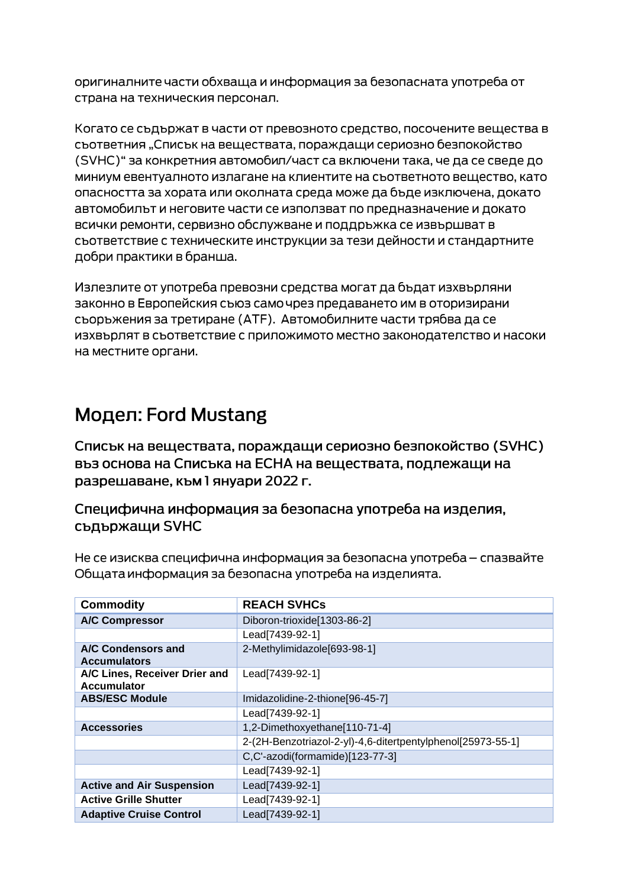оригиналните части обхваща и информация за безопасната употреба от страна на техническия персонал.

Когато се съдържат в части от превозното средство, посочените вещества в съответния „Списък на веществата, пораждащи сериозно безпокойство (SVHC)" за конкретния автомобил/част са включени така, че да се сведе до миниум евентуалното излагане на клиентите на съответното вещество, като опасността за хората или околната среда може да бъде изключена, докато автомобилът и неговите части се използват по предназначение и докато всички ремонти, сервизно обслужване и поддръжка се извършват в съответствие с техническите инструкции за тези дейности и стандартните добри практики в бранша.

Излезлите от употреба превозни средства могат да бъдат изхвърляни законно в Европейския съюз само чрез предаването им в оторизирани съоръжения за третиране (ATF). Автомобилните части трябва да се изхвърлят в съответствие с приложимото местно законодателство и насоки на местните органи.

# Модел: Ford Mustang

## Списък на веществата, пораждащи сериозно безпокойство (SVHC) въз основа на Списъка на ECHA на веществата, подлежащи на разрешаване, към 1 януари 2022 г.

### Специфична информация за безопасна употреба на изделия, съдържащи SVHC

Не се изисква специфична информация за безопасна употреба – спазвайте Общата информация за безопасна употреба на изделията.

| Commodity | REACH SVHCs |
|---|---|
| **A/C Compressor** | Diboron-trioxide[1303-86-2] |
| | Lead[7439-92-1] |
| **A/C Condensors and Accumulators** | 2-Methylimidazole[693-98-1] |
| **A/C Lines, Receiver Drier and Accumulator** | Lead[7439-92-1] |
| **ABS/ESC Module** | Imidazolidine-2-thione[96-45-7] |
| | Lead[7439-92-1] |
| **Accessories** | 1,2-Dimethoxyethane[110-71-4] |
| | 2-(2H-Benzotriazol-2-yl)-4,6-ditertpentylphenol[25973-55-1] |
| | C,C'-azodi(formamide)[123-77-3] |
| | Lead[7439-92-1] |
| **Active and Air Suspension** | Lead[7439-92-1] |
| **Active Grille Shutter** | Lead[7439-92-1] |
| **Adaptive Cruise Control** | Lead[7439-92-1] |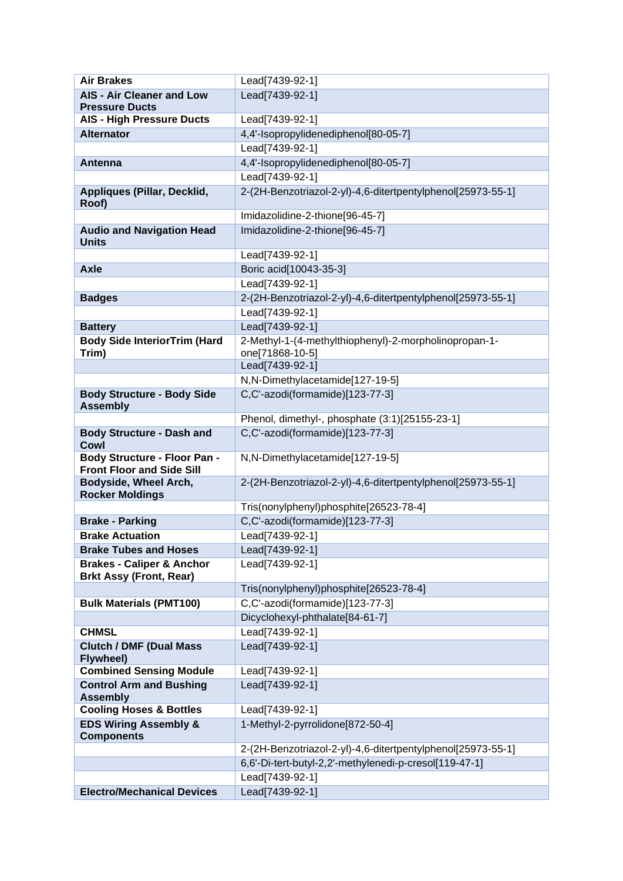| | |
|---|---|
| **Air Brakes** | Lead[7439-92-1] |
| **AIS - Air Cleaner and Low Pressure Ducts** | Lead[7439-92-1] |
| **AIS - High Pressure Ducts** | Lead[7439-92-1] |
| **Alternator** | 4,4'-Isopropylidenediphenol[80-05-7] |
| | Lead[7439-92-1] |
| **Antenna** | 4,4'-Isopropylidenediphenol[80-05-7] |
| | Lead[7439-92-1] |
| **Appliques (Pillar, Decklid, Roof)** | 2-(2H-Benzotriazol-2-yl)-4,6-ditertpentylphenol[25973-55-1] |
| | Imidazolidine-2-thione[96-45-7] |
| **Audio and Navigation Head Units** | Imidazolidine-2-thione[96-45-7] |
| | Lead[7439-92-1] |
| **Axle** | Boric acid[10043-35-3] |
| | Lead[7439-92-1] |
| **Badges** | 2-(2H-Benzotriazol-2-yl)-4,6-ditertpentylphenol[25973-55-1] |
| | Lead[7439-92-1] |
| **Battery** | Lead[7439-92-1] |
| **Body Side InteriorTrim (Hard Trim)** | 2-Methyl-1-(4-methylthiophenyl)-2-morpholinopropan-1-one[71868-10-5] |
| | Lead[7439-92-1] |
| | N,N-Dimethylacetamide[127-19-5] |
| **Body Structure - Body Side Assembly** | C,C'-azodi(formamide)[123-77-3] |
| | Phenol, dimethyl-, phosphate (3:1)[25155-23-1] |
| **Body Structure - Dash and Cowl** | C,C'-azodi(formamide)[123-77-3] |
| **Body Structure - Floor Pan - Front Floor and Side Sill** | N,N-Dimethylacetamide[127-19-5] |
| **Bodyside, Wheel Arch, Rocker Moldings** | 2-(2H-Benzotriazol-2-yl)-4,6-ditertpentylphenol[25973-55-1] |
| | Tris(nonylphenyl)phosphite[26523-78-4] |
| **Brake - Parking** | C,C'-azodi(formamide)[123-77-3] |
| **Brake Actuation** | Lead[7439-92-1] |
| **Brake Tubes and Hoses** | Lead[7439-92-1] |
| **Brakes - Caliper & Anchor Brkt Assy (Front, Rear)** | Lead[7439-92-1] |
| | Tris(nonylphenyl)phosphite[26523-78-4] |
| **Bulk Materials (PMT100)** | C,C'-azodi(formamide)[123-77-3] |
| | Dicyclohexyl-phthalate[84-61-7] |
| **CHMSL** | Lead[7439-92-1] |
| **Clutch / DMF (Dual Mass Flywheel)** | Lead[7439-92-1] |
| **Combined Sensing Module** | Lead[7439-92-1] |
| **Control Arm and Bushing Assembly** | Lead[7439-92-1] |
| **Cooling Hoses & Bottles** | Lead[7439-92-1] |
| **EDS Wiring Assembly & Components** | 1-Methyl-2-pyrrolidone[872-50-4] |
| | 2-(2H-Benzotriazol-2-yl)-4,6-ditertpentylphenol[25973-55-1] |
| | 6,6'-Di-tert-butyl-2,2'-methylenedi-p-cresol[119-47-1] |
| | Lead[7439-92-1] |
| **Electro/Mechanical Devices** | Lead[7439-92-1] |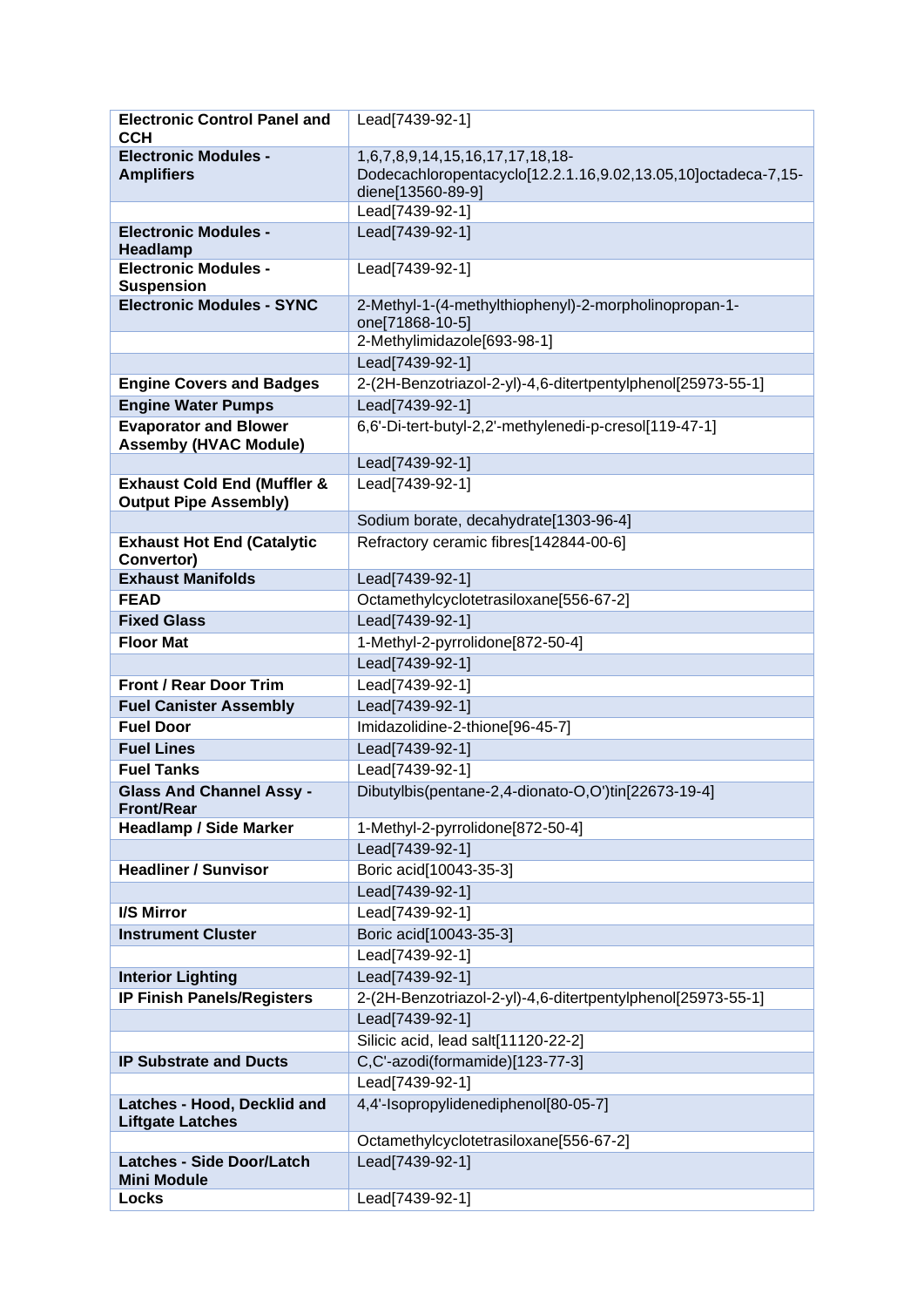| **Electronic Control Panel and CCH** | Lead[7439-92-1] |
|---|---|
| **Electronic Modules - Amplifiers** | 1,6,7,8,9,14,15,16,17,17,18,18-Dodecachloropentacyclo[12.2.1.16,9.02,13.05,10]octadeca-7,15-diene[13560-89-9] |
| | Lead[7439-92-1] |
| **Electronic Modules - Headlamp** | Lead[7439-92-1] |
| **Electronic Modules - Suspension** | Lead[7439-92-1] |
| **Electronic Modules - SYNC** | 2-Methyl-1-(4-methylthiophenyl)-2-morpholinopropan-1-one[71868-10-5] |
| | 2-Methylimidazole[693-98-1] |
| | Lead[7439-92-1] |
| **Engine Covers and Badges** | 2-(2H-Benzotriazol-2-yl)-4,6-ditertpentylphenol[25973-55-1] |
| **Engine Water Pumps** | Lead[7439-92-1] |
| **Evaporator and Blower Assemby (HVAC Module)** | 6,6'-Di-tert-butyl-2,2'-methylenedi-p-cresol[119-47-1] |
| | Lead[7439-92-1] |
| **Exhaust Cold End (Muffler & Output Pipe Assembly)** | Lead[7439-92-1] |
| | Sodium borate, decahydrate[1303-96-4] |
| **Exhaust Hot End (Catalytic Convertor)** | Refractory ceramic fibres[142844-00-6] |
| **Exhaust Manifolds** | Lead[7439-92-1] |
| **FEAD** | Octamethylcyclotetrasiloxane[556-67-2] |
| **Fixed Glass** | Lead[7439-92-1] |
| **Floor Mat** | 1-Methyl-2-pyrrolidone[872-50-4] |
| | Lead[7439-92-1] |
| **Front / Rear Door Trim** | Lead[7439-92-1] |
| **Fuel Canister Assembly** | Lead[7439-92-1] |
| **Fuel Door** | Imidazolidine-2-thione[96-45-7] |
| **Fuel Lines** | Lead[7439-92-1] |
| **Fuel Tanks** | Lead[7439-92-1] |
| **Glass And Channel Assy - Front/Rear** | Dibutylbis(pentane-2,4-dionato-O,O')tin[22673-19-4] |
| **Headlamp / Side Marker** | 1-Methyl-2-pyrrolidone[872-50-4] |
| | Lead[7439-92-1] |
| **Headliner / Sunvisor** | Boric acid[10043-35-3] |
| | Lead[7439-92-1] |
| **I/S Mirror** | Lead[7439-92-1] |
| **Instrument Cluster** | Boric acid[10043-35-3] |
| | Lead[7439-92-1] |
| **Interior Lighting** | Lead[7439-92-1] |
| **IP Finish Panels/Registers** | 2-(2H-Benzotriazol-2-yl)-4,6-ditertpentylphenol[25973-55-1] |
| | Lead[7439-92-1] |
| | Silicic acid, lead salt[11120-22-2] |
| **IP Substrate and Ducts** | C,C'-azodi(formamide)[123-77-3] |
| | Lead[7439-92-1] |
| **Latches - Hood, Decklid and Liftgate Latches** | 4,4'-Isopropylidenediphenol[80-05-7] |
| | Octamethylcyclotetrasiloxane[556-67-2] |
| **Latches - Side Door/Latch Mini Module** | Lead[7439-92-1] |
| **Locks** | Lead[7439-92-1] |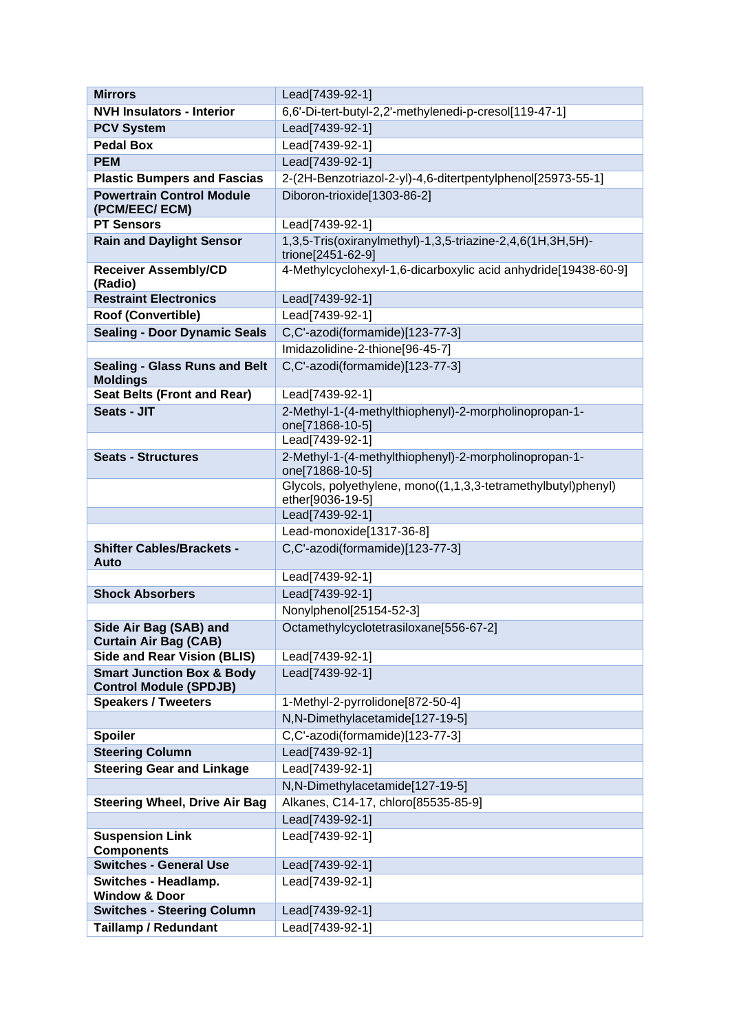| **Mirrors** | Lead[7439-92-1] |
|---|---|
| **NVH Insulators - Interior** | 6,6'-Di-tert-butyl-2,2'-methylenedi-p-cresol[119-47-1] |
| **PCV System** | Lead[7439-92-1] |
| **Pedal Box** | Lead[7439-92-1] |
| **PEM** | Lead[7439-92-1] |
| **Plastic Bumpers and Fascias** | 2-(2H-Benzotriazol-2-yl)-4,6-ditertpentylphenol[25973-55-1] |
| **Powertrain Control Module (PCM/EEC/ ECM)** | Diboron-trioxide[1303-86-2] |
| **PT Sensors** | Lead[7439-92-1] |
| **Rain and Daylight Sensor** | 1,3,5-Tris(oxiranylmethyl)-1,3,5-triazine-2,4,6(1H,3H,5H)-trione[2451-62-9] |
| **Receiver Assembly/CD (Radio)** | 4-Methylcyclohexyl-1,6-dicarboxylic acid anhydride[19438-60-9] |
| **Restraint Electronics** | Lead[7439-92-1] |
| **Roof (Convertible)** | Lead[7439-92-1] |
| **Sealing - Door Dynamic Seals** | C,C'-azodi(formamide)[123-77-3] |
| | Imidazolidine-2-thione[96-45-7] |
| **Sealing - Glass Runs and Belt Moldings** | C,C'-azodi(formamide)[123-77-3] |
| **Seat Belts (Front and Rear)** | Lead[7439-92-1] |
| **Seats - JIT** | 2-Methyl-1-(4-methylthiophenyl)-2-morpholinopropan-1-one[71868-10-5] |
| | Lead[7439-92-1] |
| **Seats - Structures** | 2-Methyl-1-(4-methylthiophenyl)-2-morpholinopropan-1-one[71868-10-5] |
| | Glycols, polyethylene, mono((1,1,3,3-tetramethylbutyl)phenyl) ether[9036-19-5] |
| | Lead[7439-92-1] |
| | Lead-monoxide[1317-36-8] |
| **Shifter Cables/Brackets - Auto** | C,C'-azodi(formamide)[123-77-3] |
| | Lead[7439-92-1] |
| **Shock Absorbers** | Lead[7439-92-1] |
| | Nonylphenol[25154-52-3] |
| **Side Air Bag (SAB) and Curtain Air Bag (CAB)** | Octamethylcyclotetrasiloxane[556-67-2] |
| **Side and Rear Vision (BLIS)** | Lead[7439-92-1] |
| **Smart Junction Box & Body Control Module (SPDJB)** | Lead[7439-92-1] |
| **Speakers / Tweeters** | 1-Methyl-2-pyrrolidone[872-50-4] |
| | N,N-Dimethylacetamide[127-19-5] |
| **Spoiler** | C,C'-azodi(formamide)[123-77-3] |
| **Steering Column** | Lead[7439-92-1] |
| **Steering Gear and Linkage** | Lead[7439-92-1] |
| | N,N-Dimethylacetamide[127-19-5] |
| **Steering Wheel, Drive Air Bag** | Alkanes, C14-17, chloro[85535-85-9] |
| | Lead[7439-92-1] |
| **Suspension Link Components** | Lead[7439-92-1] |
| **Switches - General Use** | Lead[7439-92-1] |
| **Switches - Headlamp. Window & Door** | Lead[7439-92-1] |
| **Switches - Steering Column** | Lead[7439-92-1] |
| **Taillamp / Redundant** | Lead[7439-92-1] |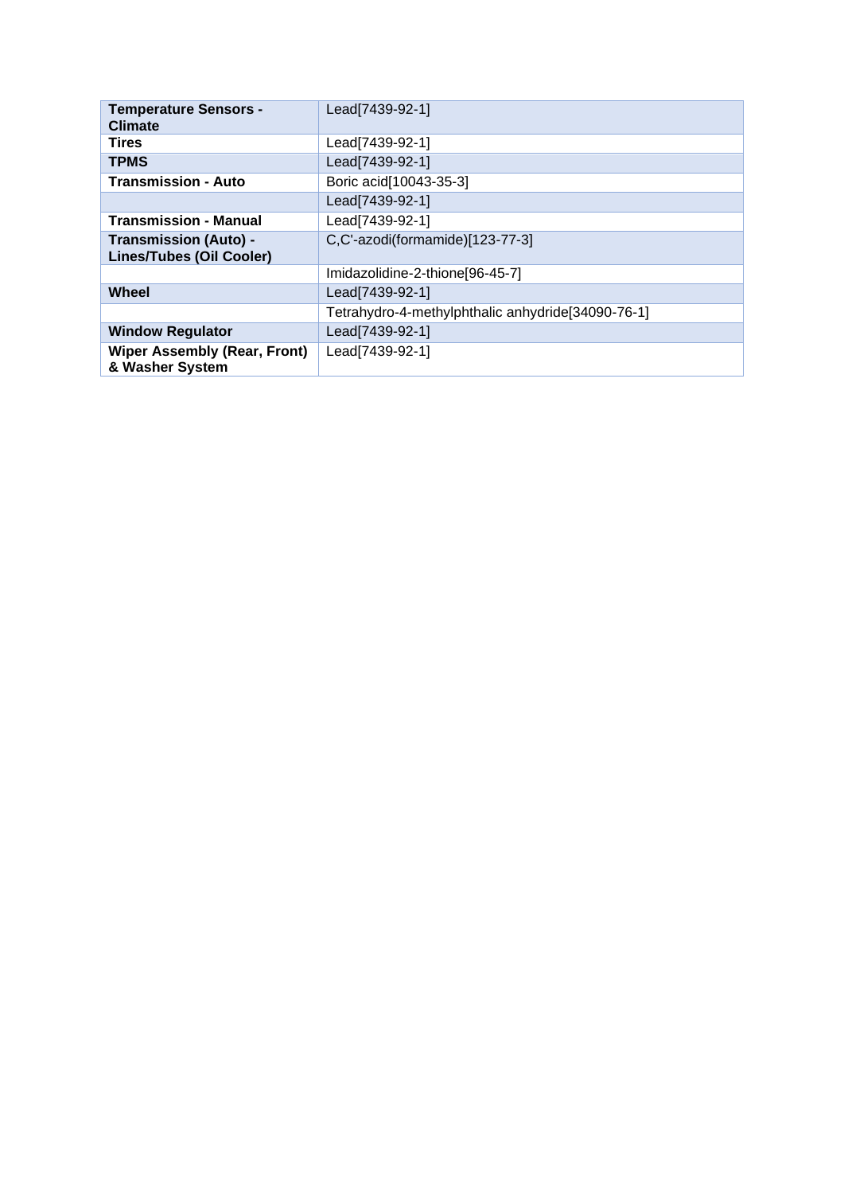| | |
|---|---|
| **Temperature Sensors - Climate** | Lead[7439-92-1] |
| **Tires** | Lead[7439-92-1] |
| **TPMS** | Lead[7439-92-1] |
| **Transmission - Auto** | Boric acid[10043-35-3] |
| | Lead[7439-92-1] |
| **Transmission - Manual** | Lead[7439-92-1] |
| **Transmission (Auto) - Lines/Tubes (Oil Cooler)** | C,C'-azodi(formamide)[123-77-3] |
| | Imidazolidine-2-thione[96-45-7] |
| **Wheel** | Lead[7439-92-1] |
| | Tetrahydro-4-methylphthalic anhydride[34090-76-1] |
| **Window Regulator** | Lead[7439-92-1] |
| **Wiper Assembly (Rear, Front) & Washer System** | Lead[7439-92-1] |